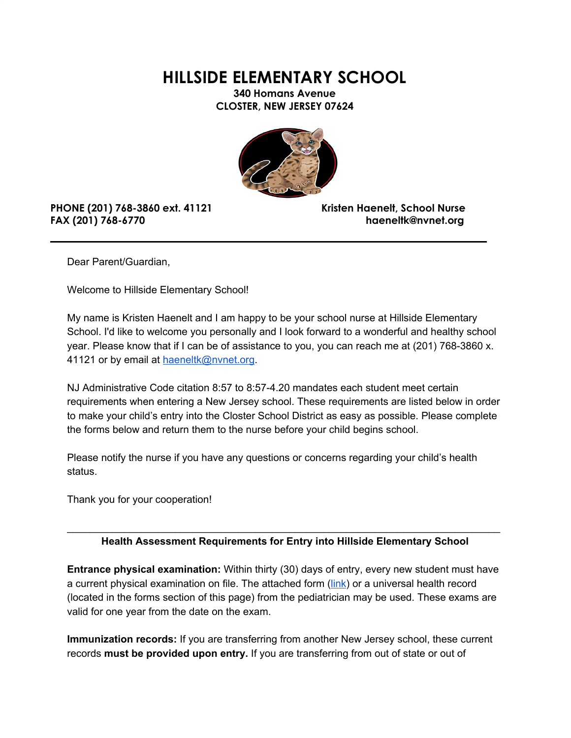# HILLSIDE ELEMENTARY SCHOOL

**340 Homans Avenue**
**CLOSTER, NEW JERSEY 07624**

**PHONE (201) 768-3860 ext. 41121**
**FAX (201) 768-6770**

**Kristen Haenelt, School Nurse**
**haeneltk@nvnet.org**

---

Dear Parent/Guardian,

Welcome to Hillside Elementary School!

My name is Kristen Haenelt and I am happy to be your school nurse at Hillside Elementary School. I'd like to welcome you personally and I look forward to a wonderful and healthy school year. Please know that if I can be of assistance to you, you can reach me at (201) 768-3860 x. 41121 or by email at haeneltk@nvnet.org.

NJ Administrative Code citation 8:57 to 8:57-4.20 mandates each student meet certain requirements when entering a New Jersey school. These requirements are listed below in order to make your child's entry into the Closter School District as easy as possible. Please complete the forms below and return them to the nurse before your child begins school.

Please notify the nurse if you have any questions or concerns regarding your child's health status.

Thank you for your cooperation!

---

**Health Assessment Requirements for Entry into Hillside Elementary School**

**Entrance physical examination:** Within thirty (30) days of entry, every new student must have a current physical examination on file. The attached form (link) or a universal health record (located in the forms section of this page) from the pediatrician may be used. These exams are valid for one year from the date on the exam.

**Immunization records:** If you are transferring from another New Jersey school, these current records **must be provided upon entry.** If you are transferring from out of state or out of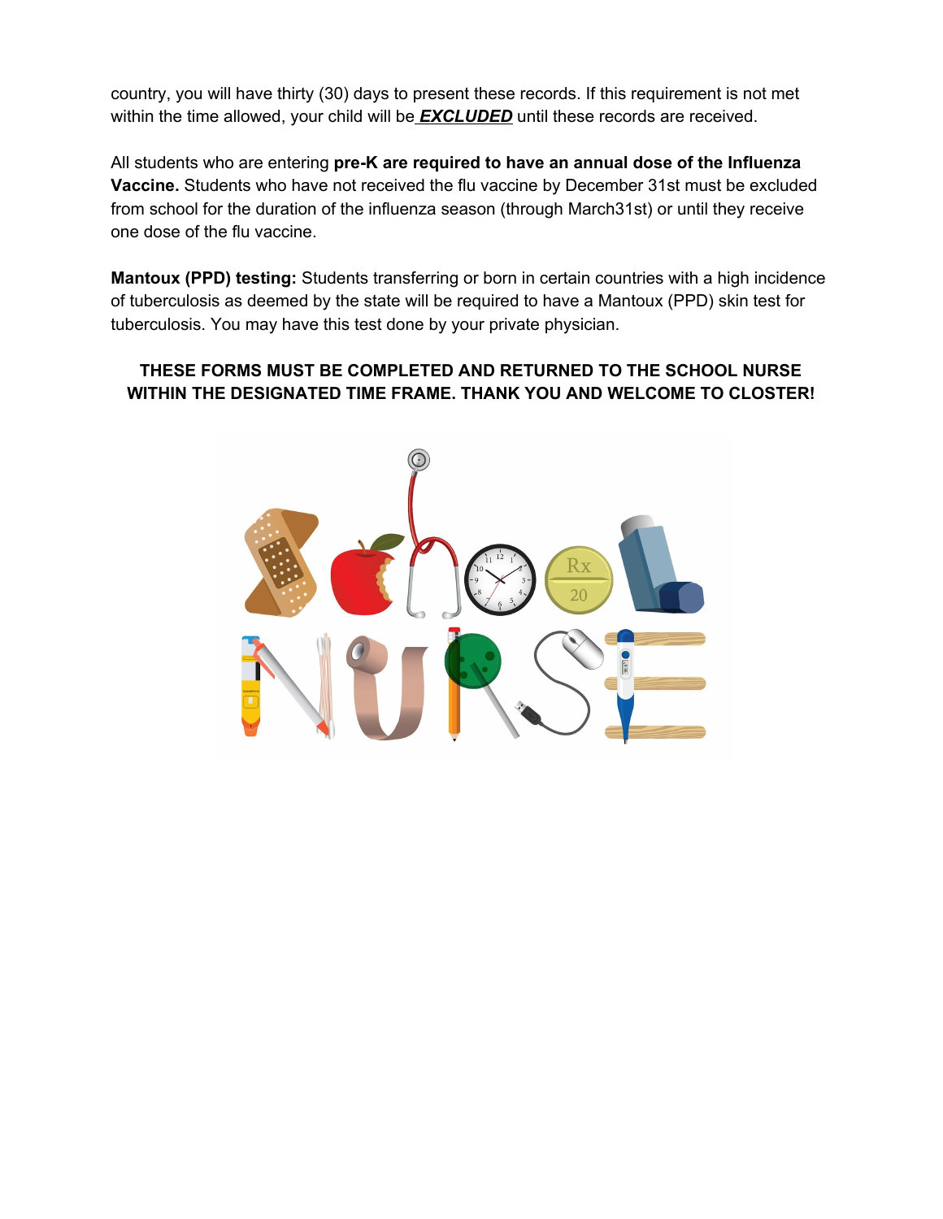country, you will have thirty (30) days to present these records. If this requirement is not met within the time allowed, your child will be ***EXCLUDED*** until these records are received.

All students who are entering **pre-K are required to have an annual dose of the Influenza Vaccine.** Students who have not received the flu vaccine by December 31st must be excluded from school for the duration of the influenza season (through March31st) or until they receive one dose of the flu vaccine.

**Mantoux (PPD) testing:** Students transferring or born in certain countries with a high incidence of tuberculosis as deemed by the state will be required to have a Mantoux (PPD) skin test for tuberculosis. You may have this test done by your private physician.

**THESE FORMS MUST BE COMPLETED AND RETURNED TO THE SCHOOL NURSE WITHIN THE DESIGNATED TIME FRAME. THANK YOU AND WELCOME TO CLOSTER!**